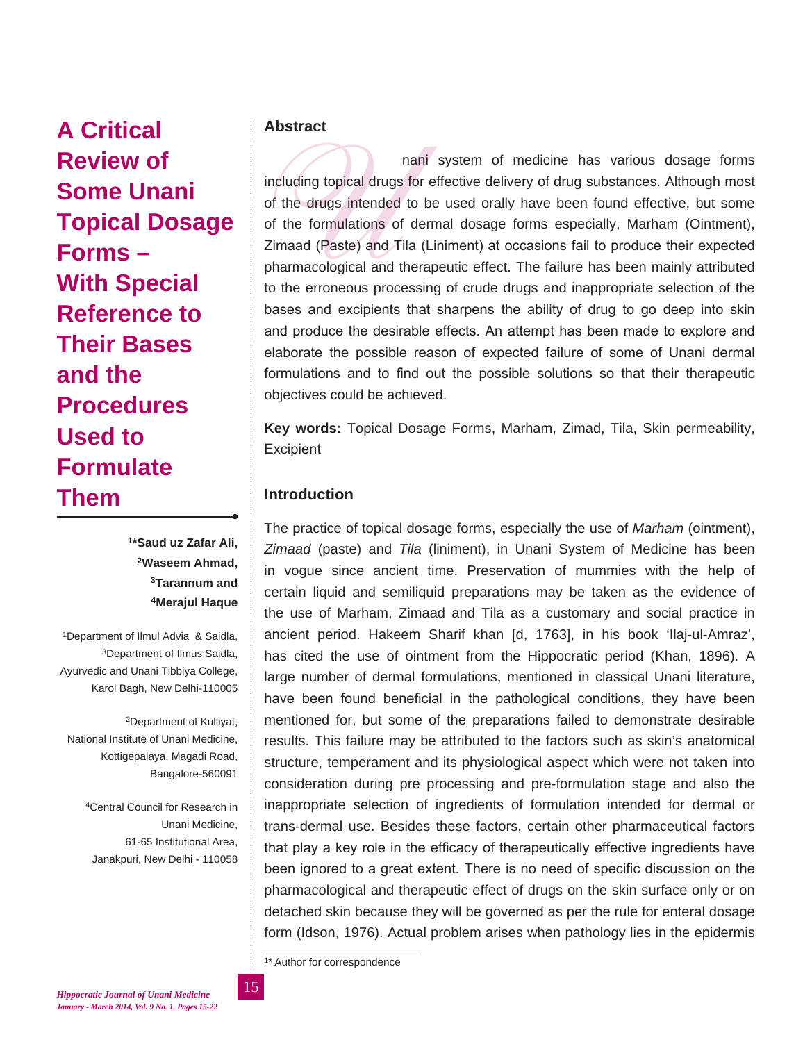# A Critical Review of Some Unani Topical Dosage Forms – With Special Reference to Their Bases and the Procedures Used to Formulate Them

**[1]*Saud uz Zafar Ali, [2]Waseem Ahmad, [3]Tarannum and [4]Merajul Haque**

[1]Department of Ilmul Advia & Saidla, [3]Department of Ilmus Saidla, Ayurvedic and Unani Tibbiya College, Karol Bagh, New Delhi-110005

[2]Department of Kulliyat, National Institute of Unani Medicine, Kottigepalaya, Magadi Road, Bangalore-560091

[4]Central Council for Research in Unani Medicine, 61-65 Institutional Area, Janakpuri, New Delhi - 110058

## Abstract

Unani system of medicine has various dosage forms including topical drugs for effective delivery of drug substances. Although most of the drugs intended to be used orally have been found effective, but some of the formulations of dermal dosage forms especially, Marham (Ointment), Zimaad (Paste) and Tila (Liniment) at occasions fail to produce their expected pharmacological and therapeutic effect. The failure has been mainly attributed to the erroneous processing of crude drugs and inappropriate selection of the bases and excipients that sharpens the ability of drug to go deep into skin and produce the desirable effects. An attempt has been made to explore and elaborate the possible reason of expected failure of some of Unani dermal formulations and to find out the possible solutions so that their therapeutic objectives could be achieved.

**Key words:** Topical Dosage Forms, Marham, Zimad, Tila, Skin permeability, Excipient

## Introduction

The practice of topical dosage forms, especially the use of *Marham* (ointment), *Zimaad* (paste) and *Tila* (liniment), in Unani System of Medicine has been in vogue since ancient time. Preservation of mummies with the help of certain liquid and semiliquid preparations may be taken as the evidence of the use of Marham, Zimaad and Tila as a customary and social practice in ancient period. Hakeem Sharif khan [d, 1763], in his book 'Ilaj-ul-Amraz', has cited the use of ointment from the Hippocratic period (Khan, 1896). A large number of dermal formulations, mentioned in classical Unani literature, have been found beneficial in the pathological conditions, they have been mentioned for, but some of the preparations failed to demonstrate desirable results. This failure may be attributed to the factors such as skin's anatomical structure, temperament and its physiological aspect which were not taken into consideration during pre processing and pre-formulation stage and also the inappropriate selection of ingredients of formulation intended for dermal or trans-dermal use. Besides these factors, certain other pharmaceutical factors that play a key role in the efficacy of therapeutically effective ingredients have been ignored to a great extent. There is no need of specific discussion on the pharmacological and therapeutic effect of drugs on the skin surface only or on detached skin because they will be governed as per the rule for enteral dosage form (Idson, 1976). Actual problem arises when pathology lies in the epidermis

[1]* Author for correspondence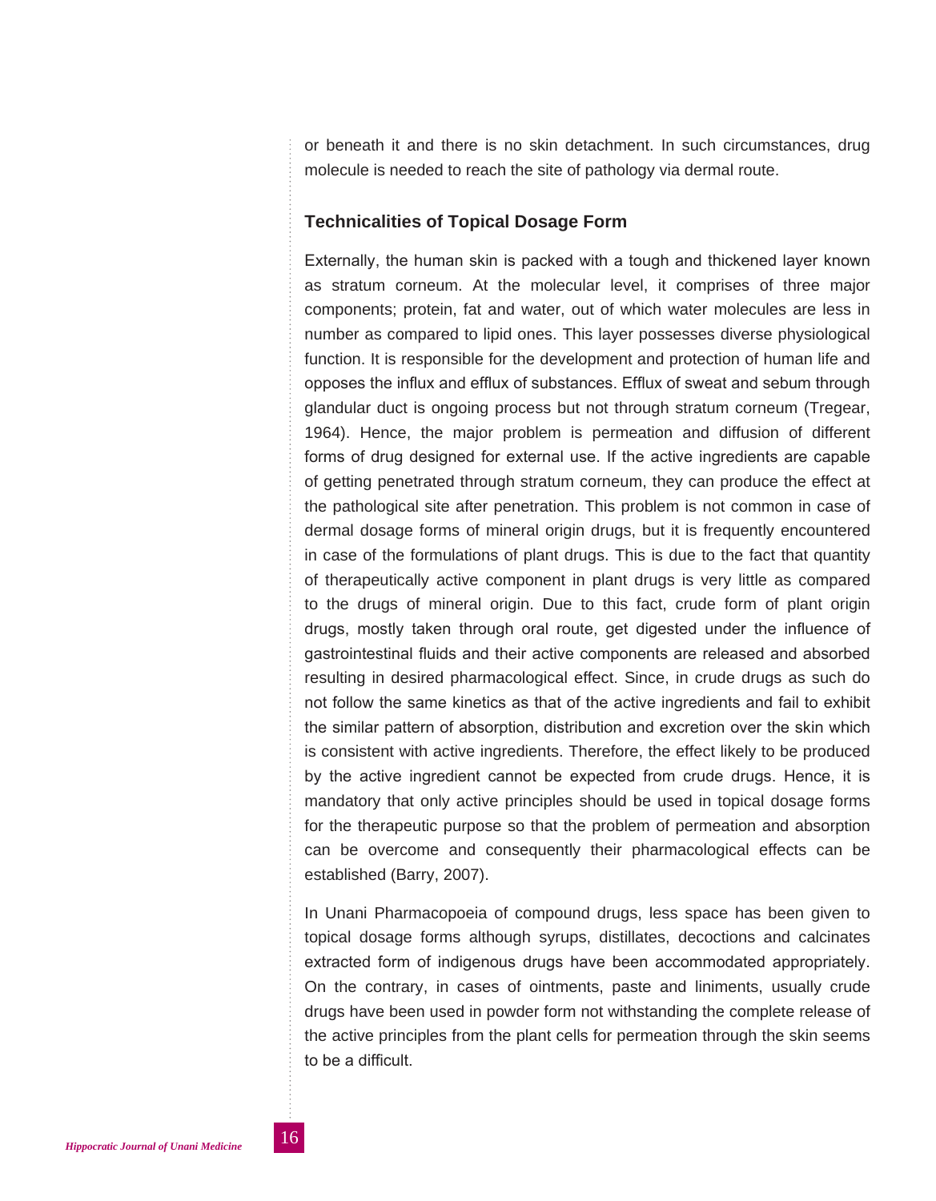or beneath it and there is no skin detachment. In such circumstances, drug molecule is needed to reach the site of pathology via dermal route.

### Technicalities of Topical Dosage Form

Externally, the human skin is packed with a tough and thickened layer known as stratum corneum. At the molecular level, it comprises of three major components; protein, fat and water, out of which water molecules are less in number as compared to lipid ones. This layer possesses diverse physiological function. It is responsible for the development and protection of human life and opposes the influx and efflux of substances. Efflux of sweat and sebum through glandular duct is ongoing process but not through stratum corneum (Tregear, 1964). Hence, the major problem is permeation and diffusion of different forms of drug designed for external use. If the active ingredients are capable of getting penetrated through stratum corneum, they can produce the effect at the pathological site after penetration. This problem is not common in case of dermal dosage forms of mineral origin drugs, but it is frequently encountered in case of the formulations of plant drugs. This is due to the fact that quantity of therapeutically active component in plant drugs is very little as compared to the drugs of mineral origin. Due to this fact, crude form of plant origin drugs, mostly taken through oral route, get digested under the influence of gastrointestinal fluids and their active components are released and absorbed resulting in desired pharmacological effect. Since, in crude drugs as such do not follow the same kinetics as that of the active ingredients and fail to exhibit the similar pattern of absorption, distribution and excretion over the skin which is consistent with active ingredients. Therefore, the effect likely to be produced by the active ingredient cannot be expected from crude drugs. Hence, it is mandatory that only active principles should be used in topical dosage forms for the therapeutic purpose so that the problem of permeation and absorption can be overcome and consequently their pharmacological effects can be established (Barry, 2007).

In Unani Pharmacopoeia of compound drugs, less space has been given to topical dosage forms although syrups, distillates, decoctions and calcinates extracted form of indigenous drugs have been accommodated appropriately. On the contrary, in cases of ointments, paste and liniments, usually crude drugs have been used in powder form not withstanding the complete release of the active principles from the plant cells for permeation through the skin seems to be a difficult.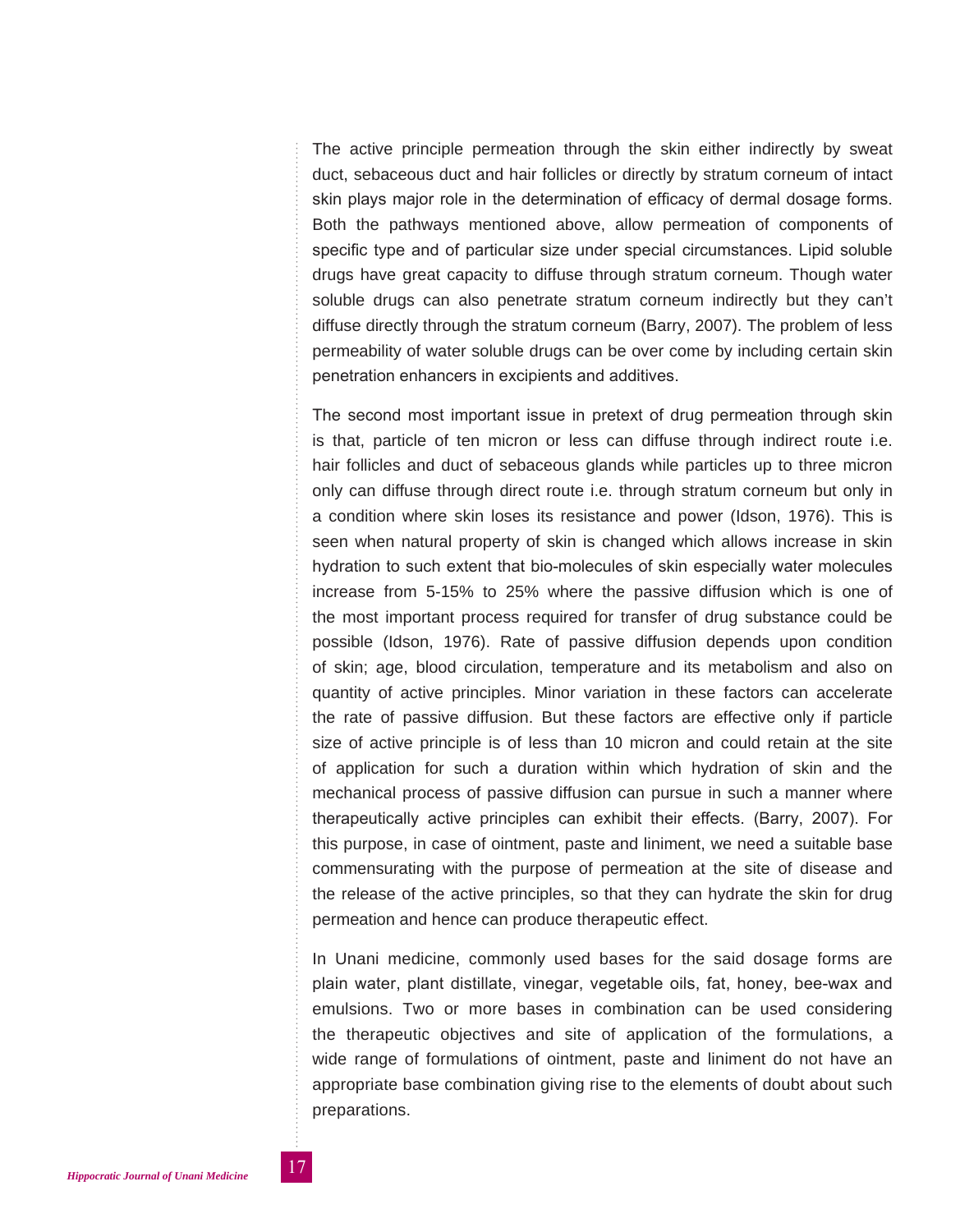The active principle permeation through the skin either indirectly by sweat duct, sebaceous duct and hair follicles or directly by stratum corneum of intact skin plays major role in the determination of efficacy of dermal dosage forms. Both the pathways mentioned above, allow permeation of components of specific type and of particular size under special circumstances. Lipid soluble drugs have great capacity to diffuse through stratum corneum. Though water soluble drugs can also penetrate stratum corneum indirectly but they can't diffuse directly through the stratum corneum (Barry, 2007). The problem of less permeability of water soluble drugs can be over come by including certain skin penetration enhancers in excipients and additives.

The second most important issue in pretext of drug permeation through skin is that, particle of ten micron or less can diffuse through indirect route i.e. hair follicles and duct of sebaceous glands while particles up to three micron only can diffuse through direct route i.e. through stratum corneum but only in a condition where skin loses its resistance and power (Idson, 1976). This is seen when natural property of skin is changed which allows increase in skin hydration to such extent that bio-molecules of skin especially water molecules increase from 5-15% to 25% where the passive diffusion which is one of the most important process required for transfer of drug substance could be possible (Idson, 1976). Rate of passive diffusion depends upon condition of skin; age, blood circulation, temperature and its metabolism and also on quantity of active principles. Minor variation in these factors can accelerate the rate of passive diffusion. But these factors are effective only if particle size of active principle is of less than 10 micron and could retain at the site of application for such a duration within which hydration of skin and the mechanical process of passive diffusion can pursue in such a manner where therapeutically active principles can exhibit their effects. (Barry, 2007). For this purpose, in case of ointment, paste and liniment, we need a suitable base commensurating with the purpose of permeation at the site of disease and the release of the active principles, so that they can hydrate the skin for drug permeation and hence can produce therapeutic effect.

In Unani medicine, commonly used bases for the said dosage forms are plain water, plant distillate, vinegar, vegetable oils, fat, honey, bee-wax and emulsions. Two or more bases in combination can be used considering the therapeutic objectives and site of application of the formulations, a wide range of formulations of ointment, paste and liniment do not have an appropriate base combination giving rise to the elements of doubt about such preparations.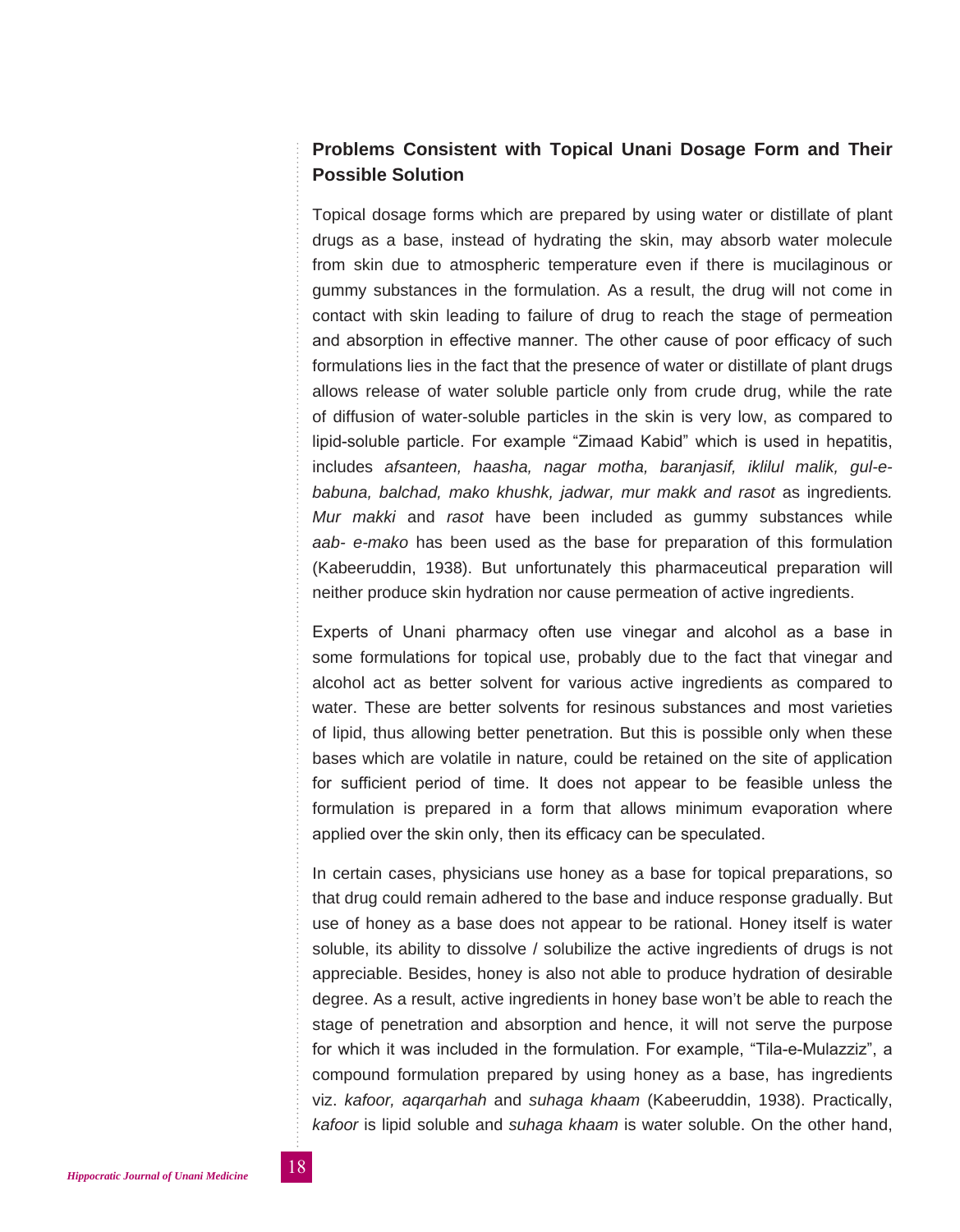### Problems Consistent with Topical Unani Dosage Form and Their Possible Solution

Topical dosage forms which are prepared by using water or distillate of plant drugs as a base, instead of hydrating the skin, may absorb water molecule from skin due to atmospheric temperature even if there is mucilaginous or gummy substances in the formulation. As a result, the drug will not come in contact with skin leading to failure of drug to reach the stage of permeation and absorption in effective manner. The other cause of poor efficacy of such formulations lies in the fact that the presence of water or distillate of plant drugs allows release of water soluble particle only from crude drug, while the rate of diffusion of water-soluble particles in the skin is very low, as compared to lipid-soluble particle. For example "Zimaad Kabid" which is used in hepatitis, includes *afsanteen, haasha, nagar motha, baranjasif, iklilul malik, gul-e-babuna, balchad, mako khushk, jadwar, mur makk and rasot* as ingredients*. Mur makki* and *rasot* have been included as gummy substances while *aab- e-mako* has been used as the base for preparation of this formulation (Kabeeruddin, 1938). But unfortunately this pharmaceutical preparation will neither produce skin hydration nor cause permeation of active ingredients.

Experts of Unani pharmacy often use vinegar and alcohol as a base in some formulations for topical use, probably due to the fact that vinegar and alcohol act as better solvent for various active ingredients as compared to water. These are better solvents for resinous substances and most varieties of lipid, thus allowing better penetration. But this is possible only when these bases which are volatile in nature, could be retained on the site of application for sufficient period of time. It does not appear to be feasible unless the formulation is prepared in a form that allows minimum evaporation where applied over the skin only, then its efficacy can be speculated.

In certain cases, physicians use honey as a base for topical preparations, so that drug could remain adhered to the base and induce response gradually. But use of honey as a base does not appear to be rational. Honey itself is water soluble, its ability to dissolve / solubilize the active ingredients of drugs is not appreciable. Besides, honey is also not able to produce hydration of desirable degree. As a result, active ingredients in honey base won't be able to reach the stage of penetration and absorption and hence, it will not serve the purpose for which it was included in the formulation. For example, "Tila-e-Mulazziz", a compound formulation prepared by using honey as a base, has ingredients viz. *kafoor, aqarqarhah* and *suhaga khaam* (Kabeeruddin, 1938). Practically, *kafoor* is lipid soluble and *suhaga khaam* is water soluble. On the other hand,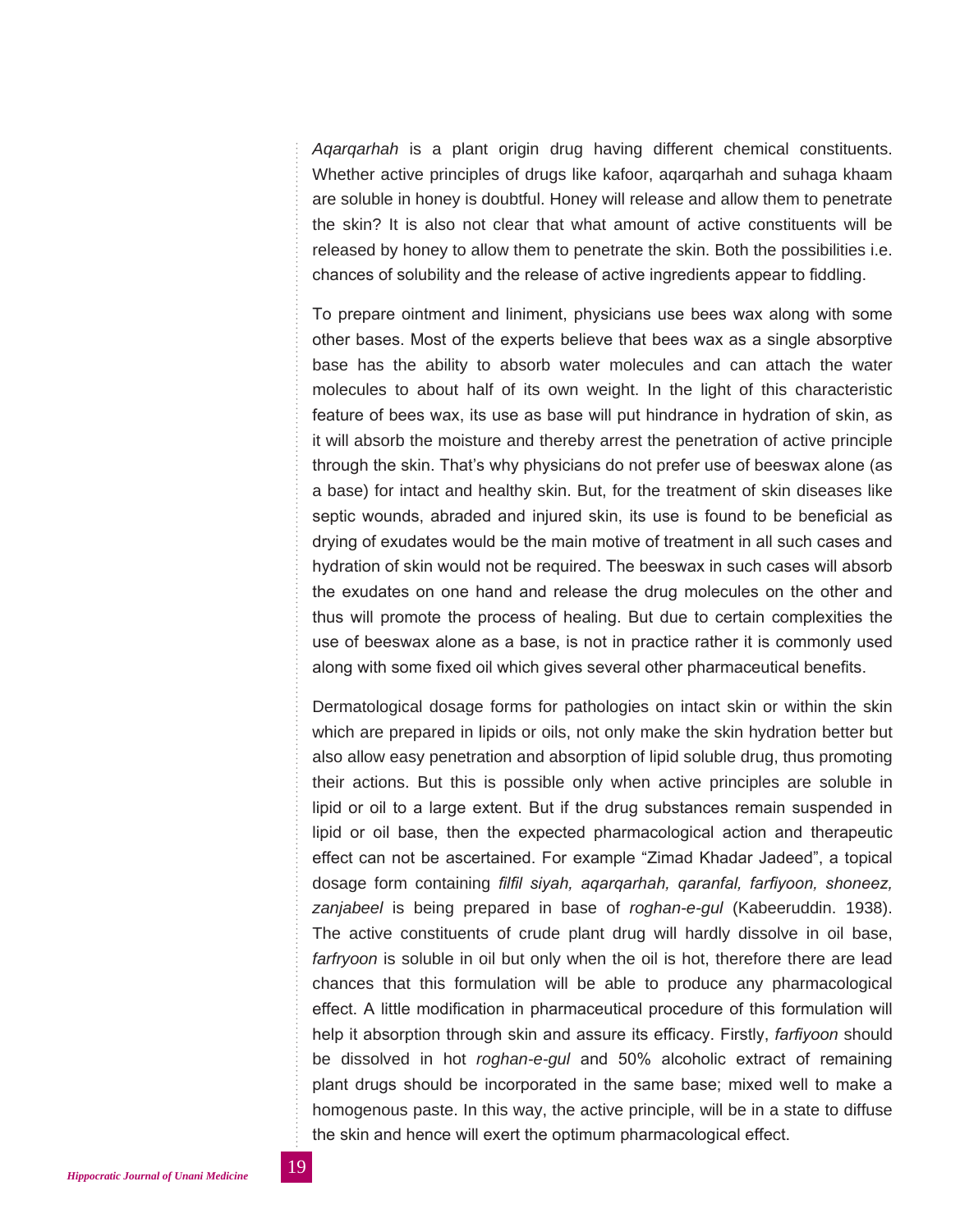*Aqarqarhah* is a plant origin drug having different chemical constituents. Whether active principles of drugs like kafoor, aqarqarhah and suhaga khaam are soluble in honey is doubtful. Honey will release and allow them to penetrate the skin? It is also not clear that what amount of active constituents will be released by honey to allow them to penetrate the skin. Both the possibilities i.e. chances of solubility and the release of active ingredients appear to fiddling.

To prepare ointment and liniment, physicians use bees wax along with some other bases. Most of the experts believe that bees wax as a single absorptive base has the ability to absorb water molecules and can attach the water molecules to about half of its own weight. In the light of this characteristic feature of bees wax, its use as base will put hindrance in hydration of skin, as it will absorb the moisture and thereby arrest the penetration of active principle through the skin. That's why physicians do not prefer use of beeswax alone (as a base) for intact and healthy skin. But, for the treatment of skin diseases like septic wounds, abraded and injured skin, its use is found to be beneficial as drying of exudates would be the main motive of treatment in all such cases and hydration of skin would not be required. The beeswax in such cases will absorb the exudates on one hand and release the drug molecules on the other and thus will promote the process of healing. But due to certain complexities the use of beeswax alone as a base, is not in practice rather it is commonly used along with some fixed oil which gives several other pharmaceutical benefits.

Dermatological dosage forms for pathologies on intact skin or within the skin which are prepared in lipids or oils, not only make the skin hydration better but also allow easy penetration and absorption of lipid soluble drug, thus promoting their actions. But this is possible only when active principles are soluble in lipid or oil to a large extent. But if the drug substances remain suspended in lipid or oil base, then the expected pharmacological action and therapeutic effect can not be ascertained. For example "Zimad Khadar Jadeed", a topical dosage form containing *filfil siyah, aqarqarhah, qaranfal, farfiyoon, shoneez, zanjabeel* is being prepared in base of *roghan-e-gul* (Kabeeruddin. 1938). The active constituents of crude plant drug will hardly dissolve in oil base, *farfryoon* is soluble in oil but only when the oil is hot, therefore there are lead chances that this formulation will be able to produce any pharmacological effect. A little modification in pharmaceutical procedure of this formulation will help it absorption through skin and assure its efficacy. Firstly, *farfiyoon* should be dissolved in hot *roghan-e-gul* and 50% alcoholic extract of remaining plant drugs should be incorporated in the same base; mixed well to make a homogenous paste. In this way, the active principle, will be in a state to diffuse the skin and hence will exert the optimum pharmacological effect.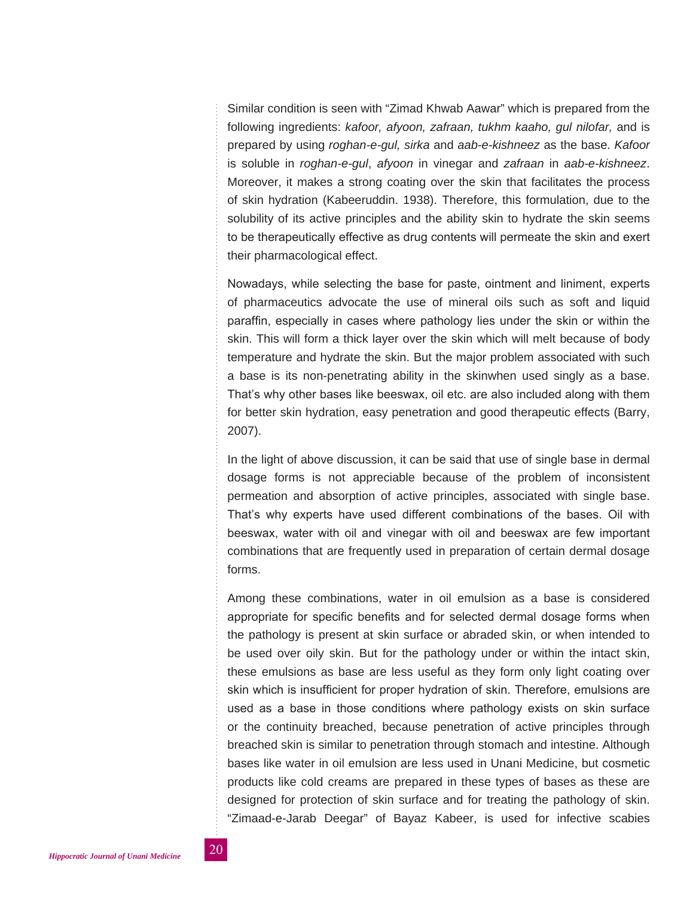Similar condition is seen with "Zimad Khwab Aawar" which is prepared from the following ingredients: *kafoor, afyoon, zafraan, tukhm kaaho, gul nilofar,* and is prepared by using *roghan-e-gul, sirka* and *aab-e-kishneez* as the base. *Kafoor* is soluble in *roghan-e-gul*, *afyoon* in vinegar and *zafraan* in *aab-e-kishneez*. Moreover, it makes a strong coating over the skin that facilitates the process of skin hydration (Kabeeruddin. 1938). Therefore, this formulation, due to the solubility of its active principles and the ability skin to hydrate the skin seems to be therapeutically effective as drug contents will permeate the skin and exert their pharmacological effect.

Nowadays, while selecting the base for paste, ointment and liniment, experts of pharmaceutics advocate the use of mineral oils such as soft and liquid paraffin, especially in cases where pathology lies under the skin or within the skin. This will form a thick layer over the skin which will melt because of body temperature and hydrate the skin. But the major problem associated with such a base is its non-penetrating ability in the skinwhen used singly as a base. That's why other bases like beeswax, oil etc. are also included along with them for better skin hydration, easy penetration and good therapeutic effects (Barry, 2007).

In the light of above discussion, it can be said that use of single base in dermal dosage forms is not appreciable because of the problem of inconsistent permeation and absorption of active principles, associated with single base. That's why experts have used different combinations of the bases. Oil with beeswax, water with oil and vinegar with oil and beeswax are few important combinations that are frequently used in preparation of certain dermal dosage forms.

Among these combinations, water in oil emulsion as a base is considered appropriate for specific benefits and for selected dermal dosage forms when the pathology is present at skin surface or abraded skin, or when intended to be used over oily skin. But for the pathology under or within the intact skin, these emulsions as base are less useful as they form only light coating over skin which is insufficient for proper hydration of skin. Therefore, emulsions are used as a base in those conditions where pathology exists on skin surface or the continuity breached, because penetration of active principles through breached skin is similar to penetration through stomach and intestine. Although bases like water in oil emulsion are less used in Unani Medicine, but cosmetic products like cold creams are prepared in these types of bases as these are designed for protection of skin surface and for treating the pathology of skin. "Zimaad-e-Jarab Deegar" of Bayaz Kabeer, is used for infective scabies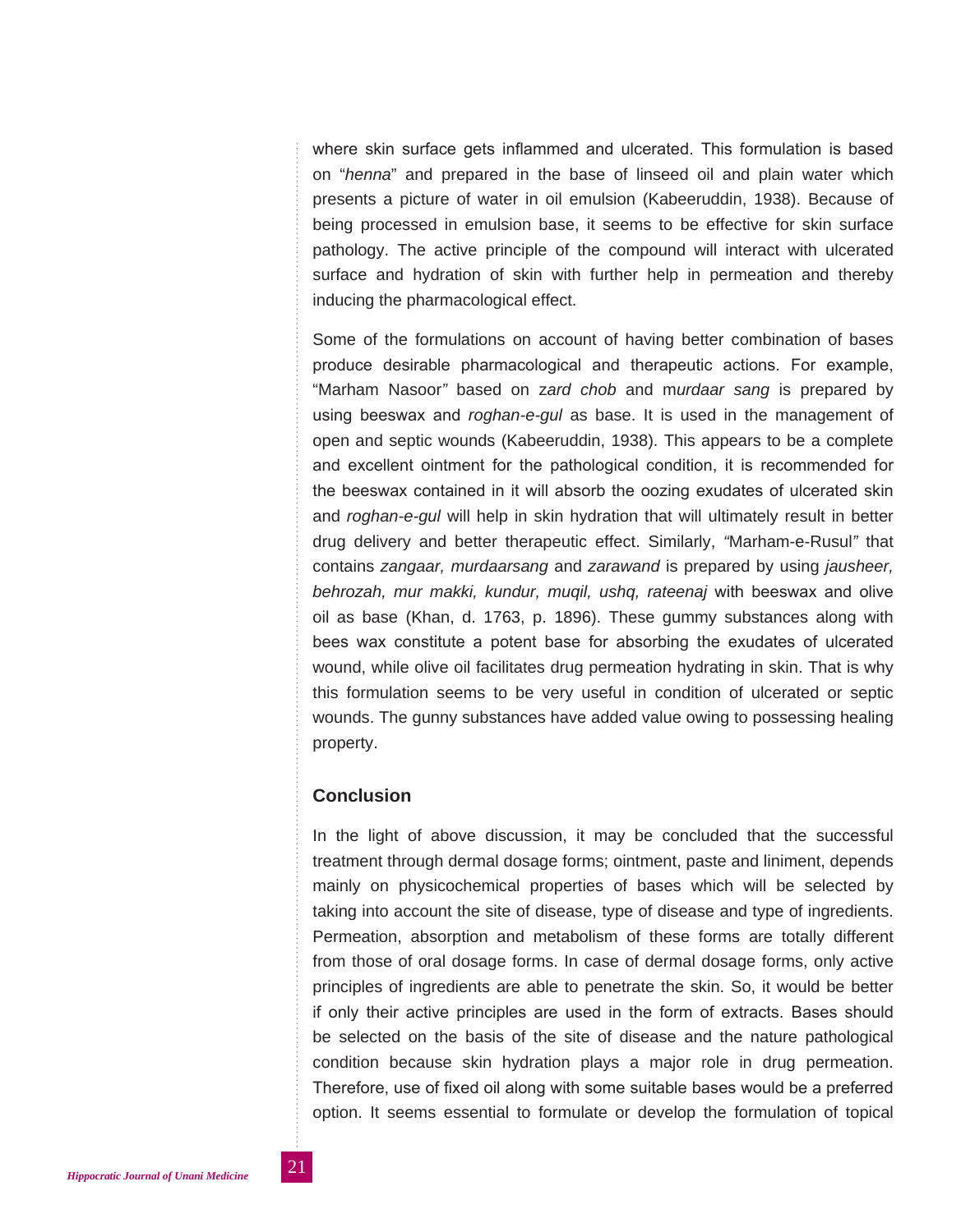where skin surface gets inflammed and ulcerated. This formulation is based on "*henna*" and prepared in the base of linseed oil and plain water which presents a picture of water in oil emulsion (Kabeeruddin, 1938). Because of being processed in emulsion base, it seems to be effective for skin surface pathology. The active principle of the compound will interact with ulcerated surface and hydration of skin with further help in permeation and thereby inducing the pharmacological effect.

Some of the formulations on account of having better combination of bases produce desirable pharmacological and therapeutic actions. For example, "Marham Nasoor" based on z*ard chob* and m*urdaar sang* is prepared by using beeswax and *roghan-e-gul* as base. It is used in the management of open and septic wounds (Kabeeruddin, 1938). This appears to be a complete and excellent ointment for the pathological condition, it is recommended for the beeswax contained in it will absorb the oozing exudates of ulcerated skin and *roghan-e-gul* will help in skin hydration that will ultimately result in better drug delivery and better therapeutic effect. Similarly, "Marham-e-Rusul" that contains *zangaar, murdaarsang* and *zarawand* is prepared by using *jausheer, behrozah, mur makki, kundur, muqil, ushq, rateenaj* with beeswax and olive oil as base (Khan, d. 1763, p. 1896). These gummy substances along with bees wax constitute a potent base for absorbing the exudates of ulcerated wound, while olive oil facilitates drug permeation hydrating in skin. That is why this formulation seems to be very useful in condition of ulcerated or septic wounds. The gunny substances have added value owing to possessing healing property.

## Conclusion

In the light of above discussion, it may be concluded that the successful treatment through dermal dosage forms; ointment, paste and liniment, depends mainly on physicochemical properties of bases which will be selected by taking into account the site of disease, type of disease and type of ingredients. Permeation, absorption and metabolism of these forms are totally different from those of oral dosage forms. In case of dermal dosage forms, only active principles of ingredients are able to penetrate the skin. So, it would be better if only their active principles are used in the form of extracts. Bases should be selected on the basis of the site of disease and the nature pathological condition because skin hydration plays a major role in drug permeation. Therefore, use of fixed oil along with some suitable bases would be a preferred option. It seems essential to formulate or develop the formulation of topical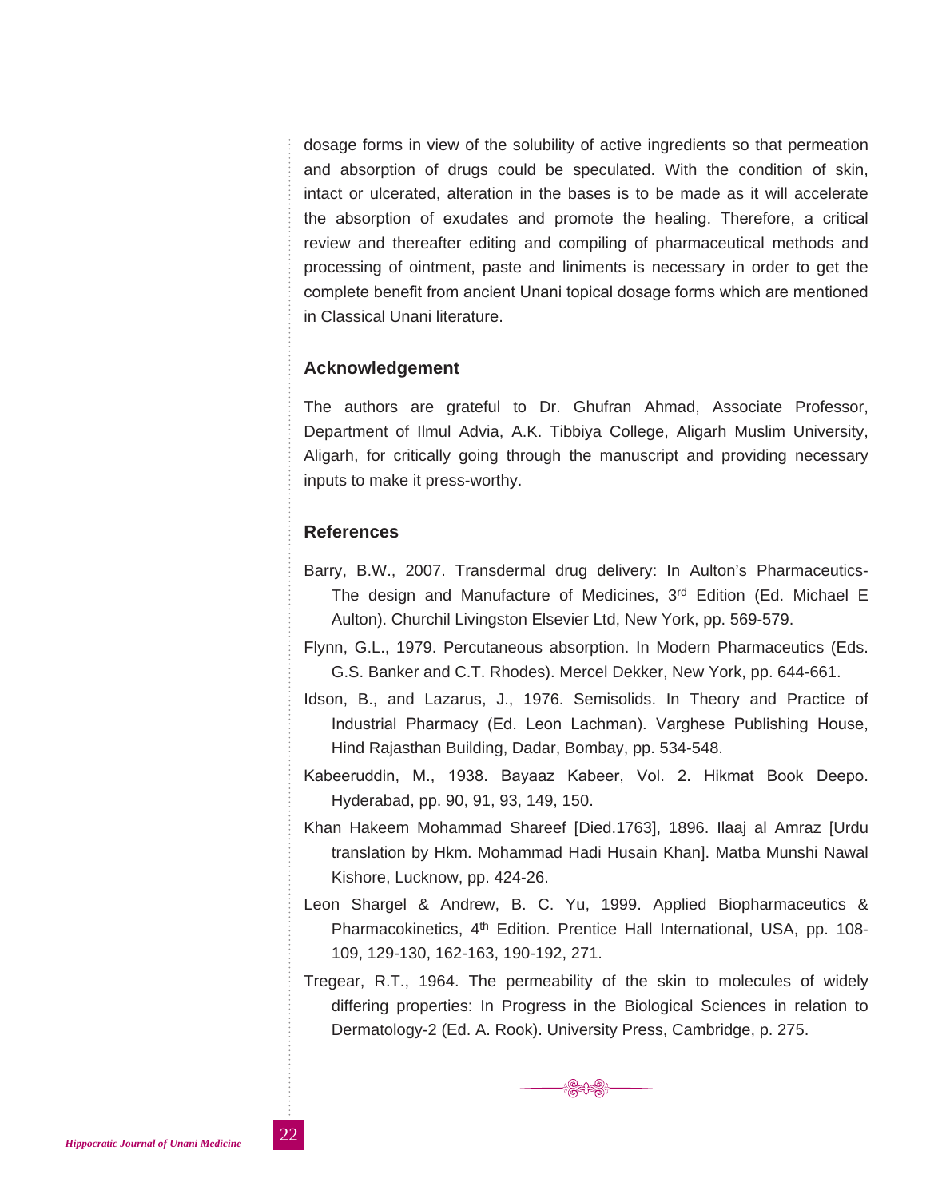dosage forms in view of the solubility of active ingredients so that permeation and absorption of drugs could be speculated. With the condition of skin, intact or ulcerated, alteration in the bases is to be made as it will accelerate the absorption of exudates and promote the healing. Therefore, a critical review and thereafter editing and compiling of pharmaceutical methods and processing of ointment, paste and liniments is necessary in order to get the complete benefit from ancient Unani topical dosage forms which are mentioned in Classical Unani literature.

## Acknowledgement

The authors are grateful to Dr. Ghufran Ahmad, Associate Professor, Department of Ilmul Advia, A.K. Tibbiya College, Aligarh Muslim University, Aligarh, for critically going through the manuscript and providing necessary inputs to make it press-worthy.

## References

Barry, B.W., 2007. Transdermal drug delivery: In Aulton's Pharmaceutics- The design and Manufacture of Medicines, 3rd Edition (Ed. Michael E Aulton). Churchil Livingston Elsevier Ltd, New York, pp. 569-579.

Flynn, G.L., 1979. Percutaneous absorption. In Modern Pharmaceutics (Eds. G.S. Banker and C.T. Rhodes). Mercel Dekker, New York, pp. 644-661.

Idson, B., and Lazarus, J., 1976. Semisolids. In Theory and Practice of Industrial Pharmacy (Ed. Leon Lachman). Varghese Publishing House, Hind Rajasthan Building, Dadar, Bombay, pp. 534-548.

Kabeeruddin, M., 1938. Bayaaz Kabeer, Vol. 2. Hikmat Book Deepo. Hyderabad, pp. 90, 91, 93, 149, 150.

Khan Hakeem Mohammad Shareef [Died.1763], 1896. Ilaaj al Amraz [Urdu translation by Hkm. Mohammad Hadi Husain Khan]. Matba Munshi Nawal Kishore, Lucknow, pp. 424-26.

Leon Shargel & Andrew, B. C. Yu, 1999. Applied Biopharmaceutics & Pharmacokinetics, 4th Edition. Prentice Hall International, USA, pp. 108-109, 129-130, 162-163, 190-192, 271.

Tregear, R.T., 1964. The permeability of the skin to molecules of widely differing properties: In Progress in the Biological Sciences in relation to Dermatology-2 (Ed. A. Rook). University Press, Cambridge, p. 275.